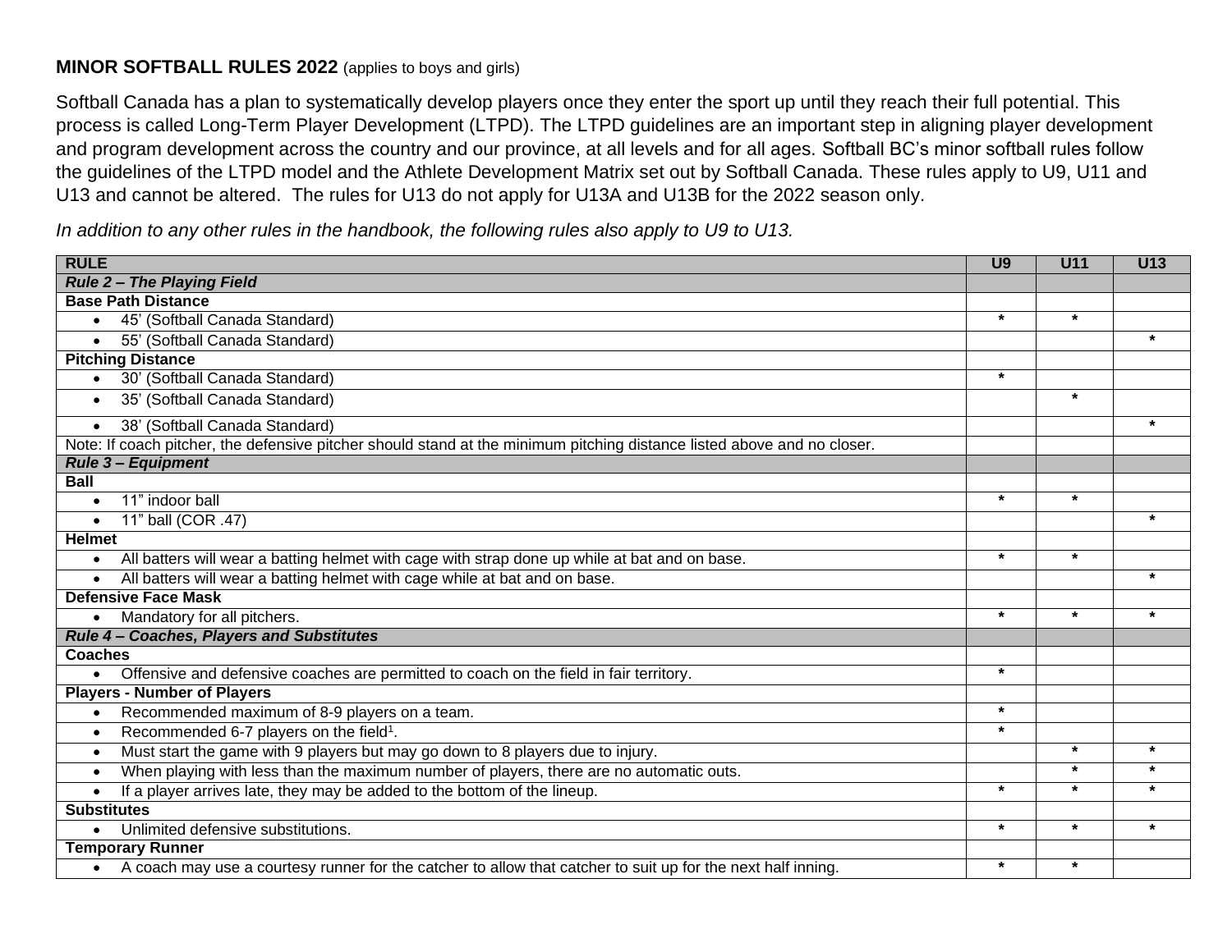**MINOR SOFTBALL RULES 2022** (applies to boys and girls)

Softball Canada has a plan to systematically develop players once they enter the sport up until they reach their full potential. This process is called Long-Term Player Development (LTPD). The LTPD guidelines are an important step in aligning player development and program development across the country and our province, at all levels and for all ages. Softball BC's minor softball rules follow the guidelines of the LTPD model and the Athlete Development Matrix set out by Softball Canada. These rules apply to U9, U11 and U13 and cannot be altered. The rules for U13 do not apply for U13A and U13B for the 2022 season only.

*In addition to any other rules in the handbook, the following rules also apply to U9 to U13.*

| RULE | U9 | U11 | U13 |
|---|---|---|---|
| ***Rule 2 – The Playing Field*** | | | |
| **Base Path Distance** | | | |
| • 45' (Softball Canada Standard) | * | * | |
| • 55' (Softball Canada Standard) | | | * |
| **Pitching Distance** | | | |
| • 30' (Softball Canada Standard) | * | | |
| • 35' (Softball Canada Standard) | | * | |
| • 38' (Softball Canada Standard) | | | * |
| Note: If coach pitcher, the defensive pitcher should stand at the minimum pitching distance listed above and no closer. | | | |
| ***Rule 3 – Equipment*** | | | |
| **Ball** | | | |
| • 11" indoor ball | * | * | |
| • 11" ball (COR .47) | | | * |
| **Helmet** | | | |
| • All batters will wear a batting helmet with cage with strap done up while at bat and on base. | * | * | |
| • All batters will wear a batting helmet with cage while at bat and on base. | | | * |
| **Defensive Face Mask** | | | |
| • Mandatory for all pitchers. | * | * | * |
| ***Rule 4 – Coaches, Players and Substitutes*** | | | |
| **Coaches** | | | |
| • Offensive and defensive coaches are permitted to coach on the field in fair territory. | * | | |
| **Players - Number of Players** | | | |
| • Recommended maximum of 8-9 players on a team. | * | | |
| • Recommended 6-7 players on the field[1]. | * | | |
| • Must start the game with 9 players but may go down to 8 players due to injury. | | * | * |
| • When playing with less than the maximum number of players, there are no automatic outs. | | * | * |
| • If a player arrives late, they may be added to the bottom of the lineup. | * | * | * |
| **Substitutes** | | | |
| • Unlimited defensive substitutions. | * | * | * |
| **Temporary Runner** | | | |
| • A coach may use a courtesy runner for the catcher to allow that catcher to suit up for the next half inning. | * | * | |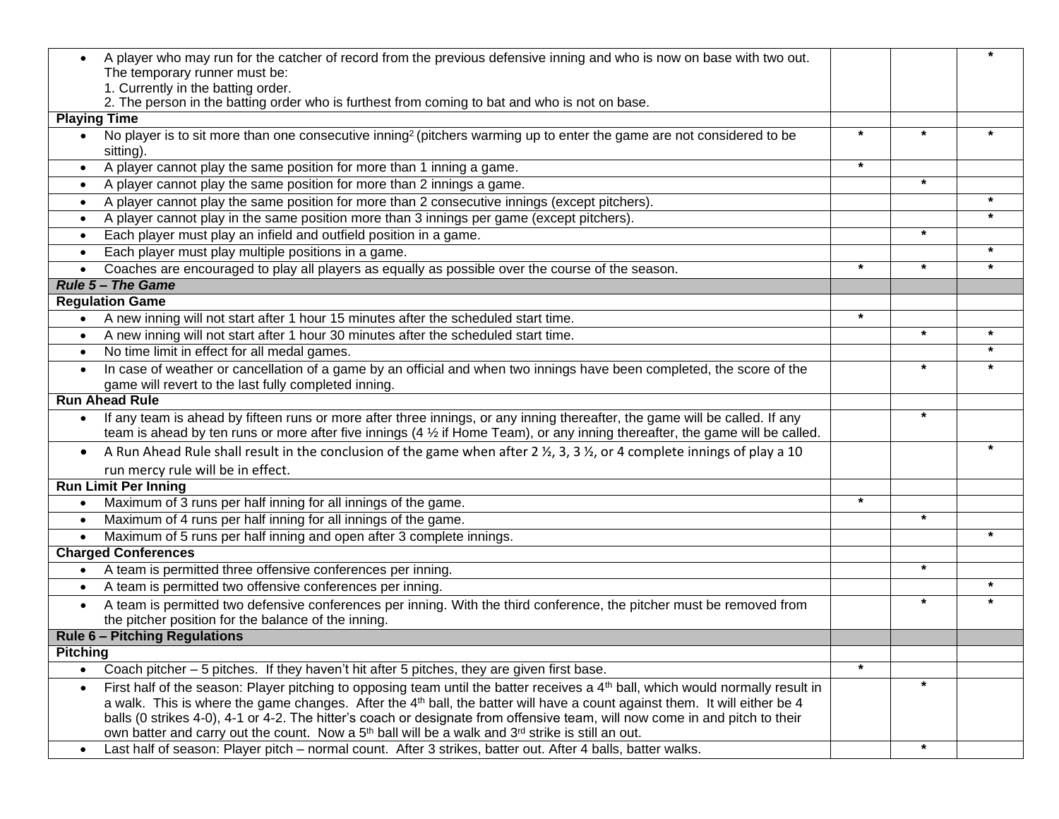| | | | |
|---|---|---|---|
| • A player who may run for the catcher of record from the previous defensive inning and who is now on base with two out. The temporary runner must be:<br>1. Currently in the batting order.<br>2. The person in the batting order who is furthest from coming to bat and who is not on base. | | | * |
| **Playing Time** | | | |
| • No player is to sit more than one consecutive inning[2] (pitchers warming up to enter the game are not considered to be sitting). | * | * | * |
| • A player cannot play the same position for more than 1 inning a game. | * | | |
| • A player cannot play the same position for more than 2 innings a game. | | * | |
| • A player cannot play the same position for more than 2 consecutive innings (except pitchers). | | | * |
| • A player cannot play in the same position more than 3 innings per game (except pitchers). | | | * |
| • Each player must play an infield and outfield position in a game. | | * | |
| • Each player must play multiple positions in a game. | | | * |
| • Coaches are encouraged to play all players as equally as possible over the course of the season. | * | * | * |
| ***Rule 5 – The Game*** | | | |
| **Regulation Game** | | | |
| • A new inning will not start after 1 hour 15 minutes after the scheduled start time. | * | | |
| • A new inning will not start after 1 hour 30 minutes after the scheduled start time. | | * | * |
| • No time limit in effect for all medal games. | | | * |
| • In case of weather or cancellation of a game by an official and when two innings have been completed, the score of the game will revert to the last fully completed inning. | | * | * |
| **Run Ahead Rule** | | | |
| • If any team is ahead by fifteen runs or more after three innings, or any inning thereafter, the game will be called. If any team is ahead by ten runs or more after five innings (4 ½ if Home Team), or any inning thereafter, the game will be called. | | * | |
| • A Run Ahead Rule shall result in the conclusion of the game when after 2 ½, 3, 3 ½, or 4 complete innings of play a 10 run mercy rule will be in effect. | | | * |
| **Run Limit Per Inning** | | | |
| • Maximum of 3 runs per half inning for all innings of the game. | * | | |
| • Maximum of 4 runs per half inning for all innings of the game. | | * | |
| • Maximum of 5 runs per half inning and open after 3 complete innings. | | | * |
| **Charged Conferences** | | | |
| • A team is permitted three offensive conferences per inning. | | * | |
| • A team is permitted two offensive conferences per inning. | | | * |
| • A team is permitted two defensive conferences per inning. With the third conference, the pitcher must be removed from the pitcher position for the balance of the inning. | | * | * |
| **Rule 6 – Pitching Regulations** | | | |
| **Pitching** | | | |
| • Coach pitcher – 5 pitches. If they haven't hit after 5 pitches, they are given first base. | * | | |
| • First half of the season: Player pitching to opposing team until the batter receives a 4th ball, which would normally result in a walk. This is where the game changes. After the 4th ball, the batter will have a count against them. It will either be 4 balls (0 strikes 4-0), 4-1 or 4-2. The hitter's coach or designate from offensive team, will now come in and pitch to their own batter and carry out the count. Now a 5th ball will be a walk and 3rd strike is still an out. | | * | |
| • Last half of season: Player pitch – normal count. After 3 strikes, batter out. After 4 balls, batter walks. | | * | |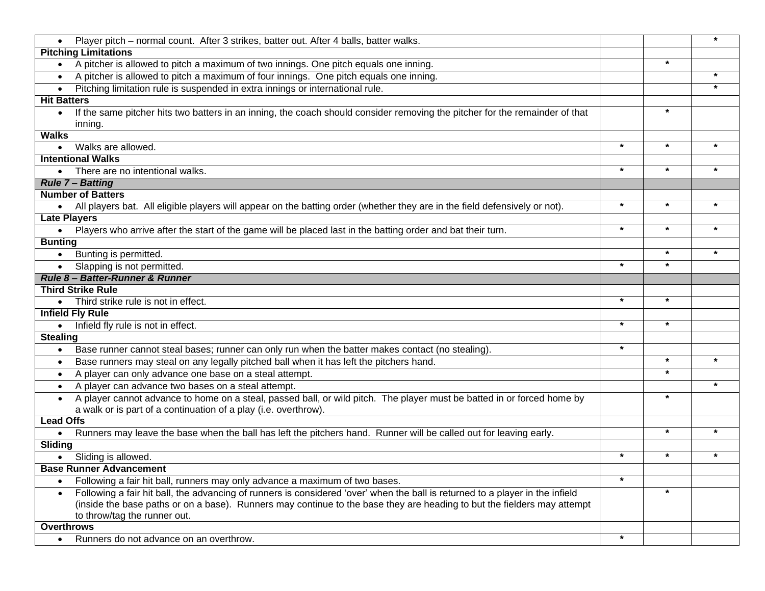| | | | |
|---|---|---|---|
| • Player pitch – normal count. After 3 strikes, batter out. After 4 balls, batter walks. | | | * |
| **Pitching Limitations** | | | |
| • A pitcher is allowed to pitch a maximum of two innings. One pitch equals one inning. | | * | |
| • A pitcher is allowed to pitch a maximum of four innings. One pitch equals one inning. | | | * |
| • Pitching limitation rule is suspended in extra innings or international rule. | | | * |
| **Hit Batters** | | | |
| • If the same pitcher hits two batters in an inning, the coach should consider removing the pitcher for the remainder of that inning. | | * | |
| **Walks** | | | |
| • Walks are allowed. | * | * | * |
| **Intentional Walks** | | | |
| • There are no intentional walks. | * | * | * |
| ***Rule 7 – Batting*** | | | |
| **Number of Batters** | | | |
| • All players bat. All eligible players will appear on the batting order (whether they are in the field defensively or not). | * | * | * |
| **Late Players** | | | |
| • Players who arrive after the start of the game will be placed last in the batting order and bat their turn. | * | * | * |
| **Bunting** | | | |
| • Bunting is permitted. | | * | * |
| • Slapping is not permitted. | * | * | |
| ***Rule 8 – Batter-Runner & Runner*** | | | |
| **Third Strike Rule** | | | |
| • Third strike rule is not in effect. | * | * | |
| **Infield Fly Rule** | | | |
| • Infield fly rule is not in effect. | * | * | |
| **Stealing** | | | |
| • Base runner cannot steal bases; runner can only run when the batter makes contact (no stealing). | * | | |
| • Base runners may steal on any legally pitched ball when it has left the pitchers hand. | | * | * |
| • A player can only advance one base on a steal attempt. | | * | |
| • A player can advance two bases on a steal attempt. | | | * |
| • A player cannot advance to home on a steal, passed ball, or wild pitch. The player must be batted in or forced home by a walk or is part of a continuation of a play (i.e. overthrow). | | * | |
| **Lead Offs** | | | |
| • Runners may leave the base when the ball has left the pitchers hand. Runner will be called out for leaving early. | | * | * |
| **Sliding** | | | |
| • Sliding is allowed. | * | * | * |
| **Base Runner Advancement** | | | |
| • Following a fair hit ball, runners may only advance a maximum of two bases. | * | | |
| • Following a fair hit ball, the advancing of runners is considered 'over' when the ball is returned to a player in the infield (inside the base paths or on a base). Runners may continue to the base they are heading to but the fielders may attempt to throw/tag the runner out. | | * | |
| **Overthrows** | | | |
| • Runners do not advance on an overthrow. | * | | |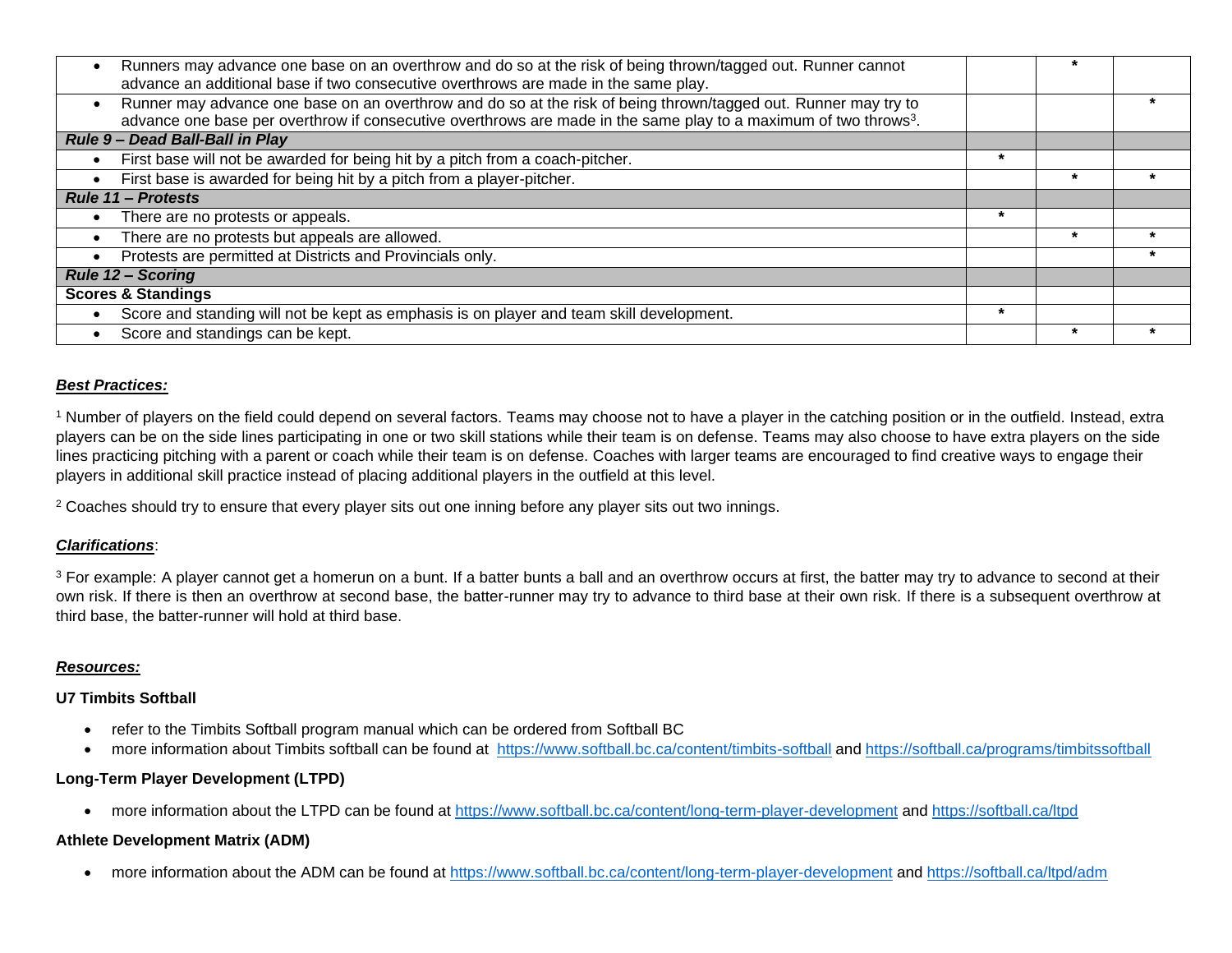| | | | |
|---|---|---|---|
| • Runners may advance one base on an overthrow and do so at the risk of being thrown/tagged out. Runner cannot advance an additional base if two consecutive overthrows are made in the same play. | | * | |
| • Runner may advance one base on an overthrow and do so at the risk of being thrown/tagged out. Runner may try to advance one base per overthrow if consecutive overthrows are made in the same play to a maximum of two throws[3]. | | | * |
| ***Rule 9 – Dead Ball-Ball in Play*** | | | |
| • First base will not be awarded for being hit by a pitch from a coach-pitcher. | * | | |
| • First base is awarded for being hit by a pitch from a player-pitcher. | | * | * |
| ***Rule 11 – Protests*** | | | |
| • There are no protests or appeals. | * | | |
| • There are no protests but appeals are allowed. | | * | * |
| • Protests are permitted at Districts and Provincials only. | | | * |
| ***Rule 12 – Scoring*** | | | |
| **Scores & Standings** | | | |
| • Score and standing will not be kept as emphasis is on player and team skill development. | * | | |
| • Score and standings can be kept. | | * | * |

***Best Practices:***

[1] Number of players on the field could depend on several factors. Teams may choose not to have a player in the catching position or in the outfield. Instead, extra players can be on the side lines participating in one or two skill stations while their team is on defense. Teams may also choose to have extra players on the side lines practicing pitching with a parent or coach while their team is on defense. Coaches with larger teams are encouraged to find creative ways to engage their players in additional skill practice instead of placing additional players in the outfield at this level.

[2] Coaches should try to ensure that every player sits out one inning before any player sits out two innings.

***Clarifications***:

[3] For example: A player cannot get a homerun on a bunt. If a batter bunts a ball and an overthrow occurs at first, the batter may try to advance to second at their own risk. If there is then an overthrow at second base, the batter-runner may try to advance to third base at their own risk. If there is a subsequent overthrow at third base, the batter-runner will hold at third base.

***Resources:***

**U7 Timbits Softball**

- refer to the Timbits Softball program manual which can be ordered from Softball BC
- more information about Timbits softball can be found at https://www.softball.bc.ca/content/timbits-softball and https://softball.ca/programs/timbitssoftball

**Long-Term Player Development (LTPD)**

- more information about the LTPD can be found at https://www.softball.bc.ca/content/long-term-player-development and https://softball.ca/ltpd

**Athlete Development Matrix (ADM)**

- more information about the ADM can be found at https://www.softball.bc.ca/content/long-term-player-development and https://softball.ca/ltpd/adm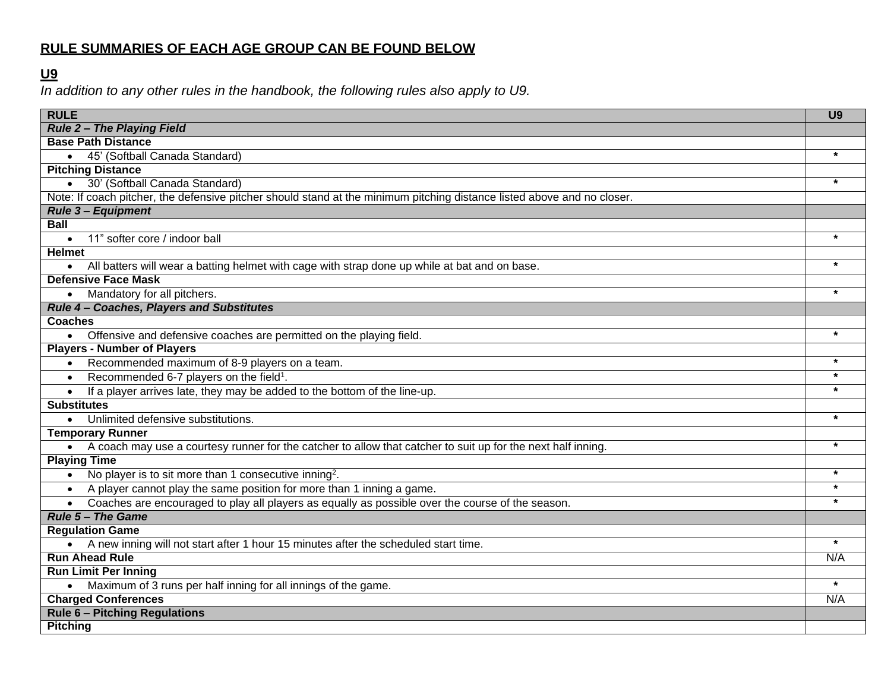**RULE SUMMARIES OF EACH AGE GROUP CAN BE FOUND BELOW**

## U9

*In addition to any other rules in the handbook, the following rules also apply to U9.*

| RULE | U9 |
|---|---|
| ***Rule 2 – The Playing Field*** | |
| **Base Path Distance** | |
| • 45’ (Softball Canada Standard) | * |
| **Pitching Distance** | |
| • 30’ (Softball Canada Standard) | * |
| Note: If coach pitcher, the defensive pitcher should stand at the minimum pitching distance listed above and no closer. | |
| ***Rule 3 – Equipment*** | |
| **Ball** | |
| • 11” softer core / indoor ball | * |
| **Helmet** | |
| • All batters will wear a batting helmet with cage with strap done up while at bat and on base. | * |
| **Defensive Face Mask** | |
| • Mandatory for all pitchers. | * |
| ***Rule 4 – Coaches, Players and Substitutes*** | |
| **Coaches** | |
| • Offensive and defensive coaches are permitted on the playing field. | * |
| **Players - Number of Players** | |
| • Recommended maximum of 8-9 players on a team. | * |
| • Recommended 6-7 players on the field[1]. | * |
| • If a player arrives late, they may be added to the bottom of the line-up. | * |
| **Substitutes** | |
| • Unlimited defensive substitutions. | * |
| **Temporary Runner** | |
| • A coach may use a courtesy runner for the catcher to allow that catcher to suit up for the next half inning. | * |
| **Playing Time** | |
| • No player is to sit more than 1 consecutive inning[2]. | * |
| • A player cannot play the same position for more than 1 inning a game. | * |
| • Coaches are encouraged to play all players as equally as possible over the course of the season. | * |
| ***Rule 5 – The Game*** | |
| **Regulation Game** | |
| • A new inning will not start after 1 hour 15 minutes after the scheduled start time. | * |
| **Run Ahead Rule** | N/A |
| **Run Limit Per Inning** | |
| • Maximum of 3 runs per half inning for all innings of the game. | * |
| **Charged Conferences** | N/A |
| **Rule 6 – Pitching Regulations** | |
| **Pitching** | |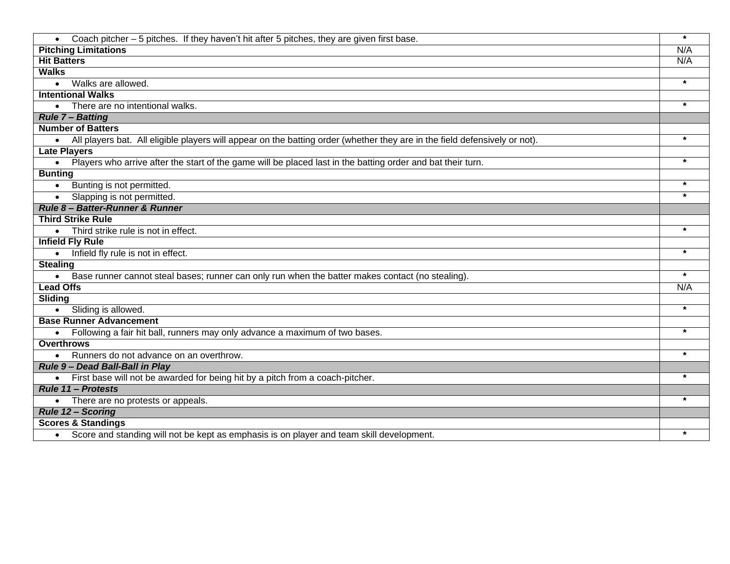| | |
|---|---|
| • Coach pitcher – 5 pitches. If they haven't hit after 5 pitches, they are given first base. | * |
| **Pitching Limitations** | N/A |
| **Hit Batters** | N/A |
| **Walks** | |
| • Walks are allowed. | * |
| **Intentional Walks** | |
| • There are no intentional walks. | * |
| ***Rule 7 – Batting*** | |
| **Number of Batters** | |
| • All players bat. All eligible players will appear on the batting order (whether they are in the field defensively or not). | * |
| **Late Players** | |
| • Players who arrive after the start of the game will be placed last in the batting order and bat their turn. | * |
| **Bunting** | |
| • Bunting is not permitted. | * |
| • Slapping is not permitted. | * |
| ***Rule 8 – Batter-Runner & Runner*** | |
| **Third Strike Rule** | |
| • Third strike rule is not in effect. | * |
| **Infield Fly Rule** | |
| • Infield fly rule is not in effect. | * |
| **Stealing** | |
| • Base runner cannot steal bases; runner can only run when the batter makes contact (no stealing). | * |
| **Lead Offs** | N/A |
| **Sliding** | |
| • Sliding is allowed. | * |
| **Base Runner Advancement** | |
| • Following a fair hit ball, runners may only advance a maximum of two bases. | * |
| **Overthrows** | |
| • Runners do not advance on an overthrow. | * |
| ***Rule 9 – Dead Ball-Ball in Play*** | |
| • First base will not be awarded for being hit by a pitch from a coach-pitcher. | * |
| ***Rule 11 – Protests*** | |
| • There are no protests or appeals. | * |
| ***Rule 12 – Scoring*** | |
| **Scores & Standings** | |
| • Score and standing will not be kept as emphasis is on player and team skill development. | * |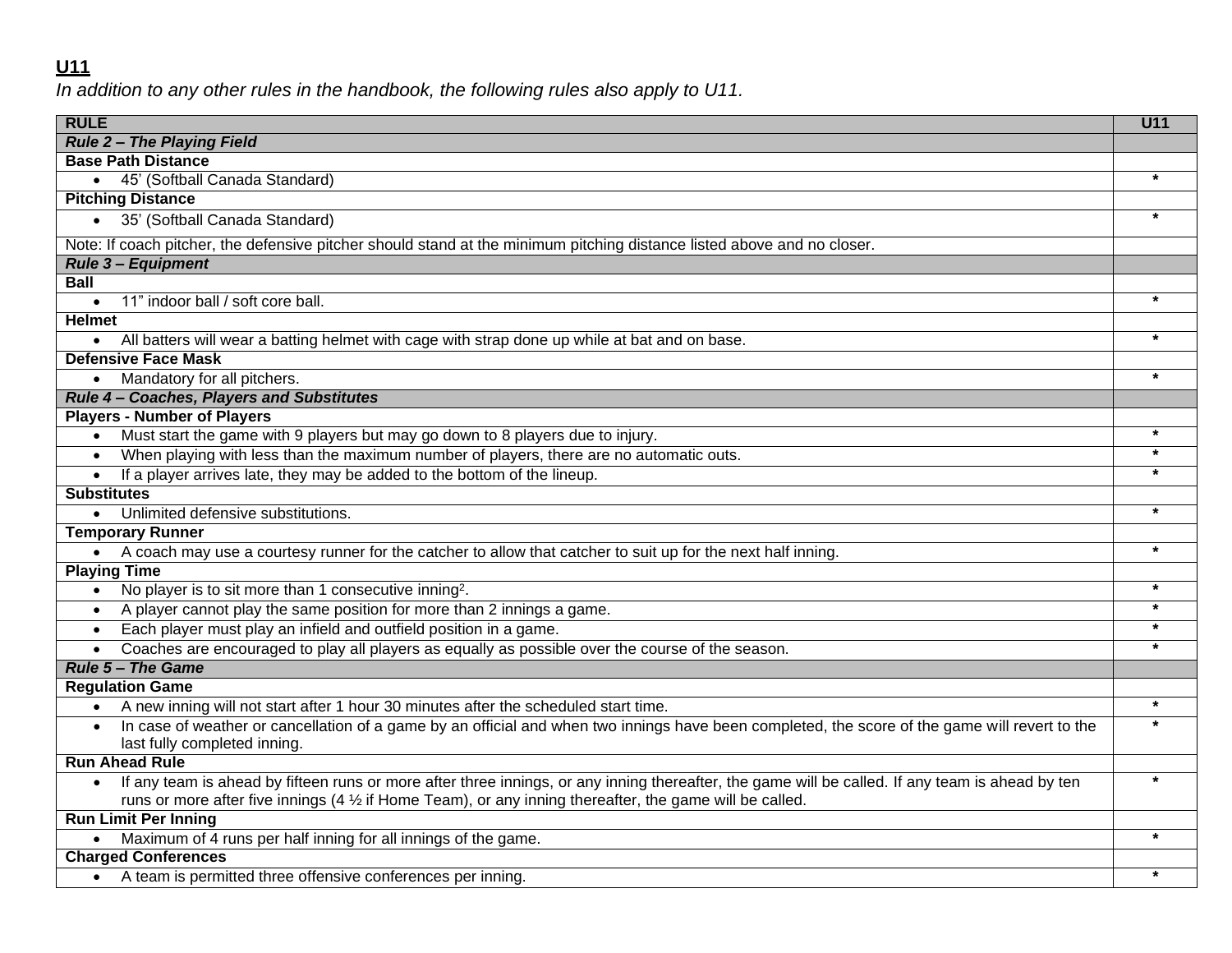## U11

*In addition to any other rules in the handbook, the following rules also apply to U11.*

| RULE | U11 |
|---|---|
| ***Rule 2 – The Playing Field*** | |
| **Base Path Distance** | |
| • 45' (Softball Canada Standard) | * |
| **Pitching Distance** | |
| • 35' (Softball Canada Standard) | * |
| Note: If coach pitcher, the defensive pitcher should stand at the minimum pitching distance listed above and no closer. | |
| ***Rule 3 – Equipment*** | |
| **Ball** | |
| • 11" indoor ball / soft core ball. | * |
| **Helmet** | |
| • All batters will wear a batting helmet with cage with strap done up while at bat and on base. | * |
| **Defensive Face Mask** | |
| • Mandatory for all pitchers. | * |
| ***Rule 4 – Coaches, Players and Substitutes*** | |
| **Players - Number of Players** | |
| • Must start the game with 9 players but may go down to 8 players due to injury. | * |
| • When playing with less than the maximum number of players, there are no automatic outs. | * |
| • If a player arrives late, they may be added to the bottom of the lineup. | * |
| **Substitutes** | |
| • Unlimited defensive substitutions. | * |
| **Temporary Runner** | |
| • A coach may use a courtesy runner for the catcher to allow that catcher to suit up for the next half inning. | * |
| **Playing Time** | |
| • No player is to sit more than 1 consecutive inning[2]. | * |
| • A player cannot play the same position for more than 2 innings a game. | * |
| • Each player must play an infield and outfield position in a game. | * |
| • Coaches are encouraged to play all players as equally as possible over the course of the season. | * |
| ***Rule 5 – The Game*** | |
| **Regulation Game** | |
| • A new inning will not start after 1 hour 30 minutes after the scheduled start time. | * |
| • In case of weather or cancellation of a game by an official and when two innings have been completed, the score of the game will revert to the last fully completed inning. | * |
| **Run Ahead Rule** | |
| • If any team is ahead by fifteen runs or more after three innings, or any inning thereafter, the game will be called. If any team is ahead by ten runs or more after five innings (4 ½ if Home Team), or any inning thereafter, the game will be called. | * |
| **Run Limit Per Inning** | |
| • Maximum of 4 runs per half inning for all innings of the game. | * |
| **Charged Conferences** | |
| • A team is permitted three offensive conferences per inning. | * |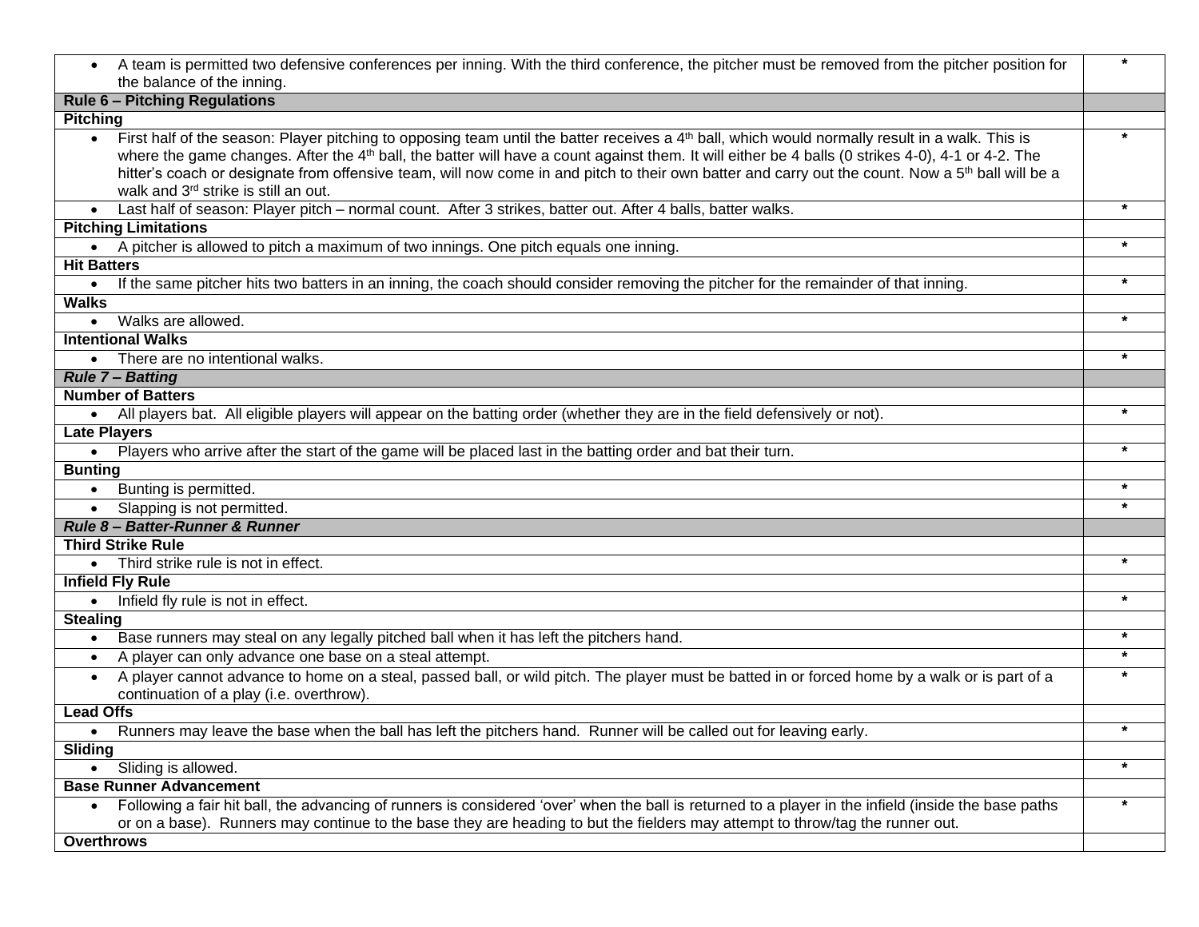| | |
|---|---|
| • A team is permitted two defensive conferences per inning. With the third conference, the pitcher must be removed from the pitcher position for the balance of the inning. | * |
| **Rule 6 – Pitching Regulations** | |
| **Pitching** | |
| • First half of the season: Player pitching to opposing team until the batter receives a 4th ball, which would normally result in a walk. This is where the game changes. After the 4th ball, the batter will have a count against them. It will either be 4 balls (0 strikes 4-0), 4-1 or 4-2. The hitter's coach or designate from offensive team, will now come in and pitch to their own batter and carry out the count. Now a 5th ball will be a walk and 3rd strike is still an out. | * |
| • Last half of season: Player pitch – normal count. After 3 strikes, batter out. After 4 balls, batter walks. | * |
| **Pitching Limitations** | |
| • A pitcher is allowed to pitch a maximum of two innings. One pitch equals one inning. | * |
| **Hit Batters** | |
| • If the same pitcher hits two batters in an inning, the coach should consider removing the pitcher for the remainder of that inning. | * |
| **Walks** | |
| • Walks are allowed. | * |
| **Intentional Walks** | |
| • There are no intentional walks. | * |
| ***Rule 7 – Batting*** | |
| **Number of Batters** | |
| • All players bat. All eligible players will appear on the batting order (whether they are in the field defensively or not). | * |
| **Late Players** | |
| • Players who arrive after the start of the game will be placed last in the batting order and bat their turn. | * |
| **Bunting** | |
| • Bunting is permitted. | * |
| • Slapping is not permitted. | * |
| ***Rule 8 – Batter-Runner & Runner*** | |
| **Third Strike Rule** | |
| • Third strike rule is not in effect. | * |
| **Infield Fly Rule** | |
| • Infield fly rule is not in effect. | * |
| **Stealing** | |
| • Base runners may steal on any legally pitched ball when it has left the pitchers hand. | * |
| • A player can only advance one base on a steal attempt. | * |
| • A player cannot advance to home on a steal, passed ball, or wild pitch. The player must be batted in or forced home by a walk or is part of a continuation of a play (i.e. overthrow). | * |
| **Lead Offs** | |
| • Runners may leave the base when the ball has left the pitchers hand. Runner will be called out for leaving early. | * |
| **Sliding** | |
| • Sliding is allowed. | * |
| **Base Runner Advancement** | |
| • Following a fair hit ball, the advancing of runners is considered 'over' when the ball is returned to a player in the infield (inside the base paths or on a base). Runners may continue to the base they are heading to but the fielders may attempt to throw/tag the runner out. | * |
| **Overthrows** | |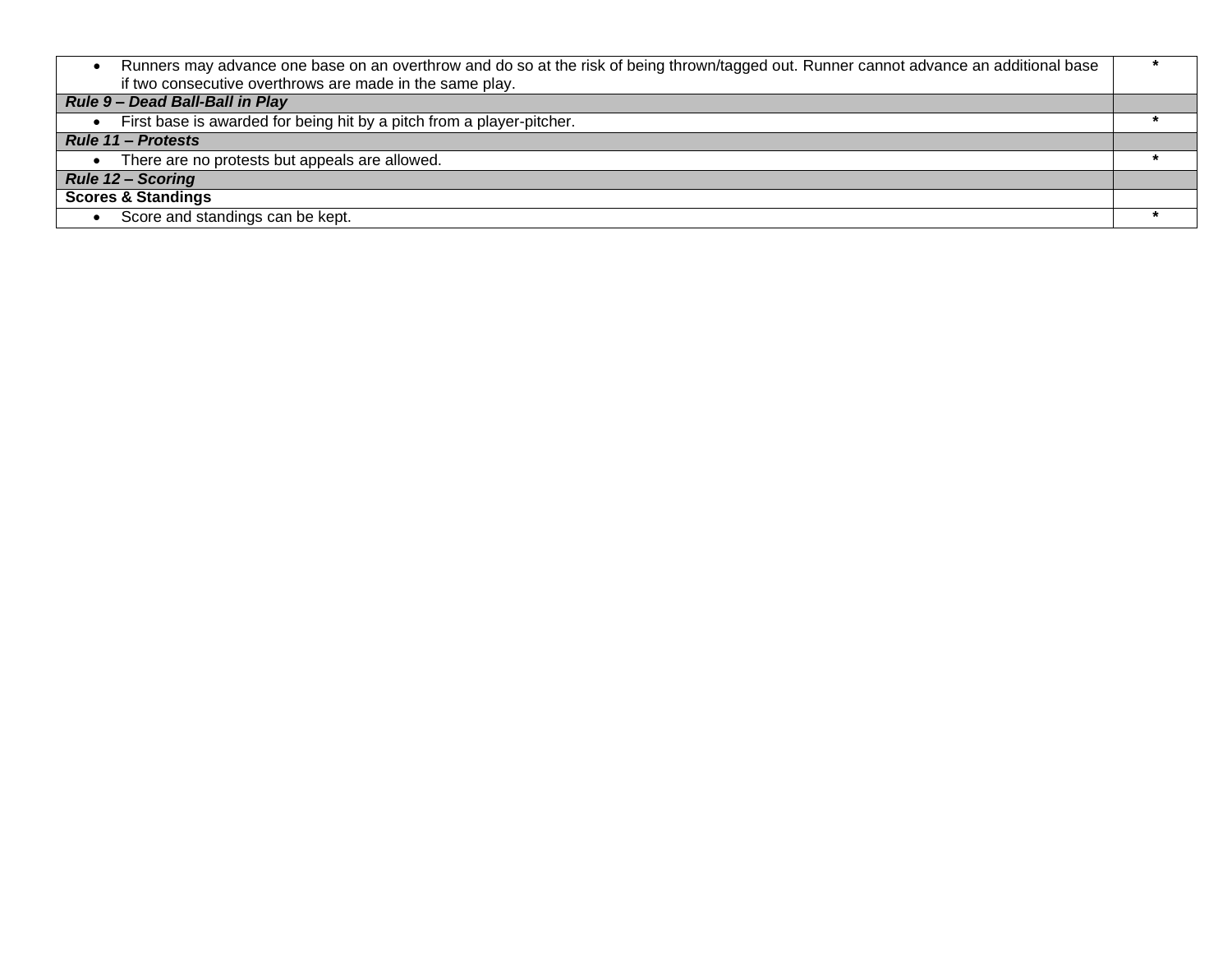| | |
|---|---|
| • Runners may advance one base on an overthrow and do so at the risk of being thrown/tagged out. Runner cannot advance an additional base if two consecutive overthrows are made in the same play. | * |
| ***Rule 9 – Dead Ball-Ball in Play*** | |
| • First base is awarded for being hit by a pitch from a player-pitcher. | * |
| ***Rule 11 – Protests*** | |
| • There are no protests but appeals are allowed. | * |
| ***Rule 12 – Scoring*** | |
| **Scores & Standings** | |
| • Score and standings can be kept. | * |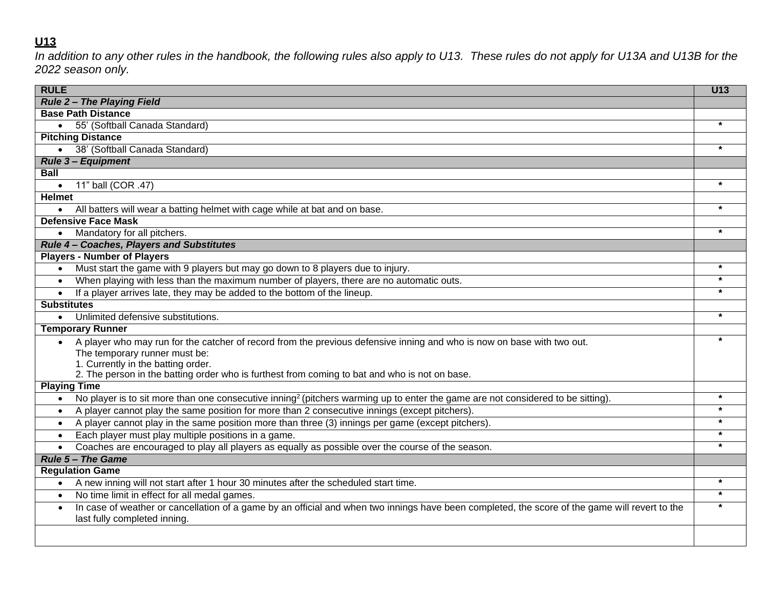## U13

*In addition to any other rules in the handbook, the following rules also apply to U13. These rules do not apply for U13A and U13B for the 2022 season only.*

| RULE | U13 |
|---|---|
| ***Rule 2 – The Playing Field*** | |
| **Base Path Distance** | |
| • 55' (Softball Canada Standard) | * |
| **Pitching Distance** | |
| • 38' (Softball Canada Standard) | * |
| ***Rule 3 – Equipment*** | |
| **Ball** | |
| • 11" ball (COR .47) | * |
| **Helmet** | |
| • All batters will wear a batting helmet with cage while at bat and on base. | * |
| **Defensive Face Mask** | |
| • Mandatory for all pitchers. | * |
| ***Rule 4 – Coaches, Players and Substitutes*** | |
| **Players - Number of Players** | |
| • Must start the game with 9 players but may go down to 8 players due to injury. | * |
| • When playing with less than the maximum number of players, there are no automatic outs. | * |
| • If a player arrives late, they may be added to the bottom of the lineup. | * |
| **Substitutes** | |
| • Unlimited defensive substitutions. | * |
| **Temporary Runner** | |
| • A player who may run for the catcher of record from the previous defensive inning and who is now on base with two out. The temporary runner must be: 1. Currently in the batting order. 2. The person in the batting order who is furthest from coming to bat and who is not on base. | * |
| **Playing Time** | |
| • No player is to sit more than one consecutive inning[2] (pitchers warming up to enter the game are not considered to be sitting). | * |
| • A player cannot play the same position for more than 2 consecutive innings (except pitchers). | * |
| • A player cannot play in the same position more than three (3) innings per game (except pitchers). | * |
| • Each player must play multiple positions in a game. | * |
| • Coaches are encouraged to play all players as equally as possible over the course of the season. | * |
| ***Rule 5 – The Game*** | |
| **Regulation Game** | |
| • A new inning will not start after 1 hour 30 minutes after the scheduled start time. | * |
| • No time limit in effect for all medal games. | * |
| • In case of weather or cancellation of a game by an official and when two innings have been completed, the score of the game will revert to the last fully completed inning. | * |
| | |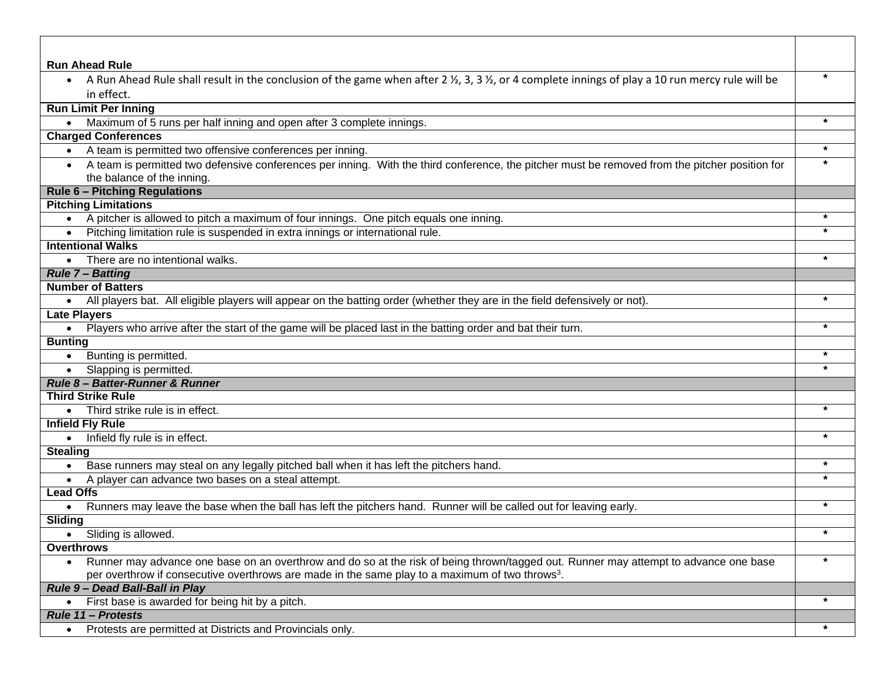| | |
|---|---|
| **Run Ahead Rule** | |
| • A Run Ahead Rule shall result in the conclusion of the game when after 2 ½, 3, 3 ½, or 4 complete innings of play a 10 run mercy rule will be in effect. | * |
| **Run Limit Per Inning** | |
| • Maximum of 5 runs per half inning and open after 3 complete innings. | * |
| **Charged Conferences** | |
| • A team is permitted two offensive conferences per inning. | * |
| • A team is permitted two defensive conferences per inning. With the third conference, the pitcher must be removed from the pitcher position for the balance of the inning. | * |
| **Rule 6 – Pitching Regulations** | |
| **Pitching Limitations** | |
| • A pitcher is allowed to pitch a maximum of four innings. One pitch equals one inning. | * |
| • Pitching limitation rule is suspended in extra innings or international rule. | * |
| **Intentional Walks** | |
| • There are no intentional walks. | * |
| ***Rule 7 – Batting*** | |
| **Number of Batters** | |
| • All players bat. All eligible players will appear on the batting order (whether they are in the field defensively or not). | * |
| **Late Players** | |
| • Players who arrive after the start of the game will be placed last in the batting order and bat their turn. | * |
| **Bunting** | |
| • Bunting is permitted. | * |
| • Slapping is permitted. | * |
| ***Rule 8 – Batter-Runner & Runner*** | |
| **Third Strike Rule** | |
| • Third strike rule is in effect. | * |
| **Infield Fly Rule** | |
| • Infield fly rule is in effect. | * |
| **Stealing** | |
| • Base runners may steal on any legally pitched ball when it has left the pitchers hand. | * |
| • A player can advance two bases on a steal attempt. | * |
| **Lead Offs** | |
| • Runners may leave the base when the ball has left the pitchers hand. Runner will be called out for leaving early. | * |
| **Sliding** | |
| • Sliding is allowed. | * |
| **Overthrows** | |
| • Runner may advance one base on an overthrow and do so at the risk of being thrown/tagged out. Runner may attempt to advance one base per overthrow if consecutive overthrows are made in the same play to a maximum of two throws[3]. | * |
| ***Rule 9 – Dead Ball-Ball in Play*** | |
| • First base is awarded for being hit by a pitch. | * |
| ***Rule 11 – Protests*** | |
| • Protests are permitted at Districts and Provincials only. | * |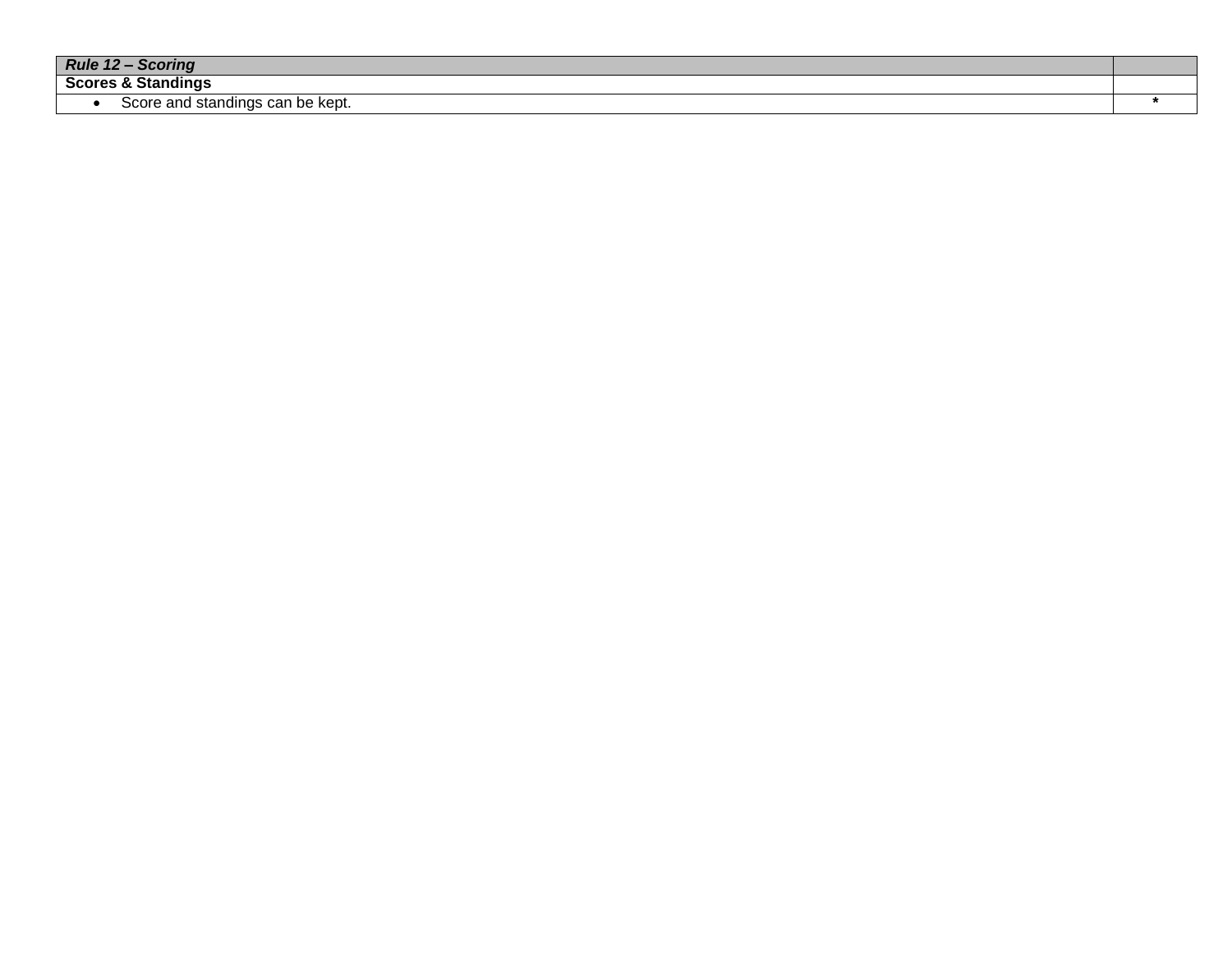| | |
|---|---|
| ***Rule 12 – Scoring*** | |
| **Scores & Standings** | |
| • Score and standings can be kept. | * |